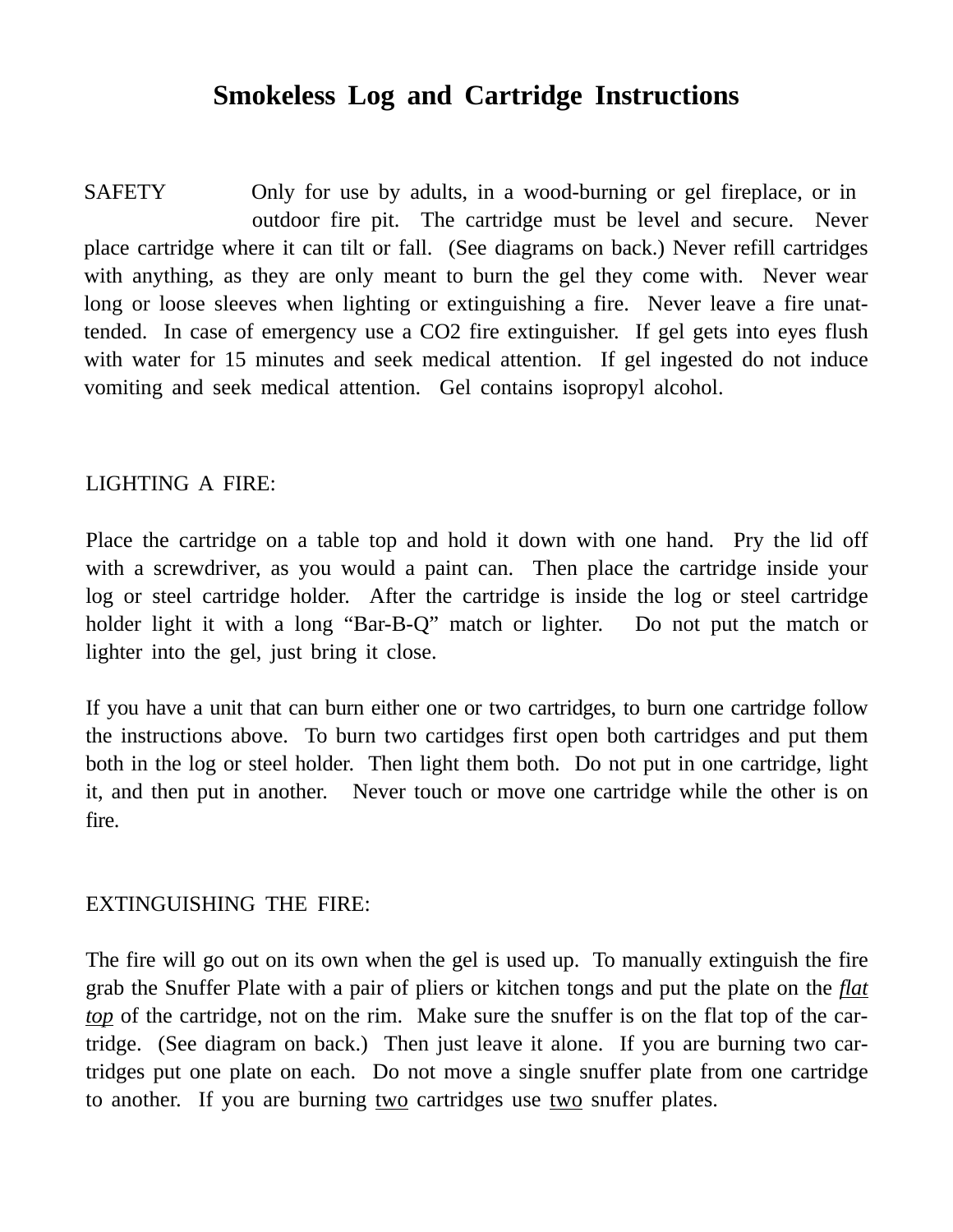# Smokeless Log and Cartridge Instructions

SAFETY Only for use by adults, in a wood-burning or gel fireplace, or in outdoor fire pit. The cartridge must be level and secure. Never place cartridge where it can tilt or fall. (See diagrams on back.) Never refill cartridges with anything, as they are only meant to burn the gel they come with. Never wear long or loose sleeves when lighting or extinguishing a fire. Never leave a fire unattended. In case of emergency use a $CO_2$ fire extinguisher. If gel gets into eyes flush with water for 15 minutes and seek medical attention. If gel ingested do not induce vomiting and seek medical attention. Gel contains isopropyl alcohol.

LIGHTING A FIRE:

Place the cartridge on a table top and hold it down with one hand. Pry the lid off with a screwdriver, as you would a paint can. Then place the cartridge inside your log or steel cartridge holder. After the cartridge is inside the log or steel cartridge holder light it with a long "Bar-B-Q" match or lighter. Do not put the match or lighter into the gel, just bring it close.

If you have a unit that can burn either one or two cartridges, to burn one cartridge follow the instructions above. To burn two cartidges first open both cartridges and put them both in the log or steel holder. Then light them both. Do not put in one cartridge, light it, and then put in another. Never touch or move one cartridge while the other is on fire.

EXTINGUISHING THE FIRE:

The fire will go out on its own when the gel is used up. To manually extinguish the fire grab the Snuffer Plate with a pair of pliers or kitchen tongs and put the plate on the *flat top* of the cartridge, not on the rim. Make sure the snuffer is on the flat top of the cartridge. (See diagram on back.) Then just leave it alone. If you are burning two cartridges put one plate on each. Do not move a single snuffer plate from one cartridge to another. If you are burning two cartridges use two snuffer plates.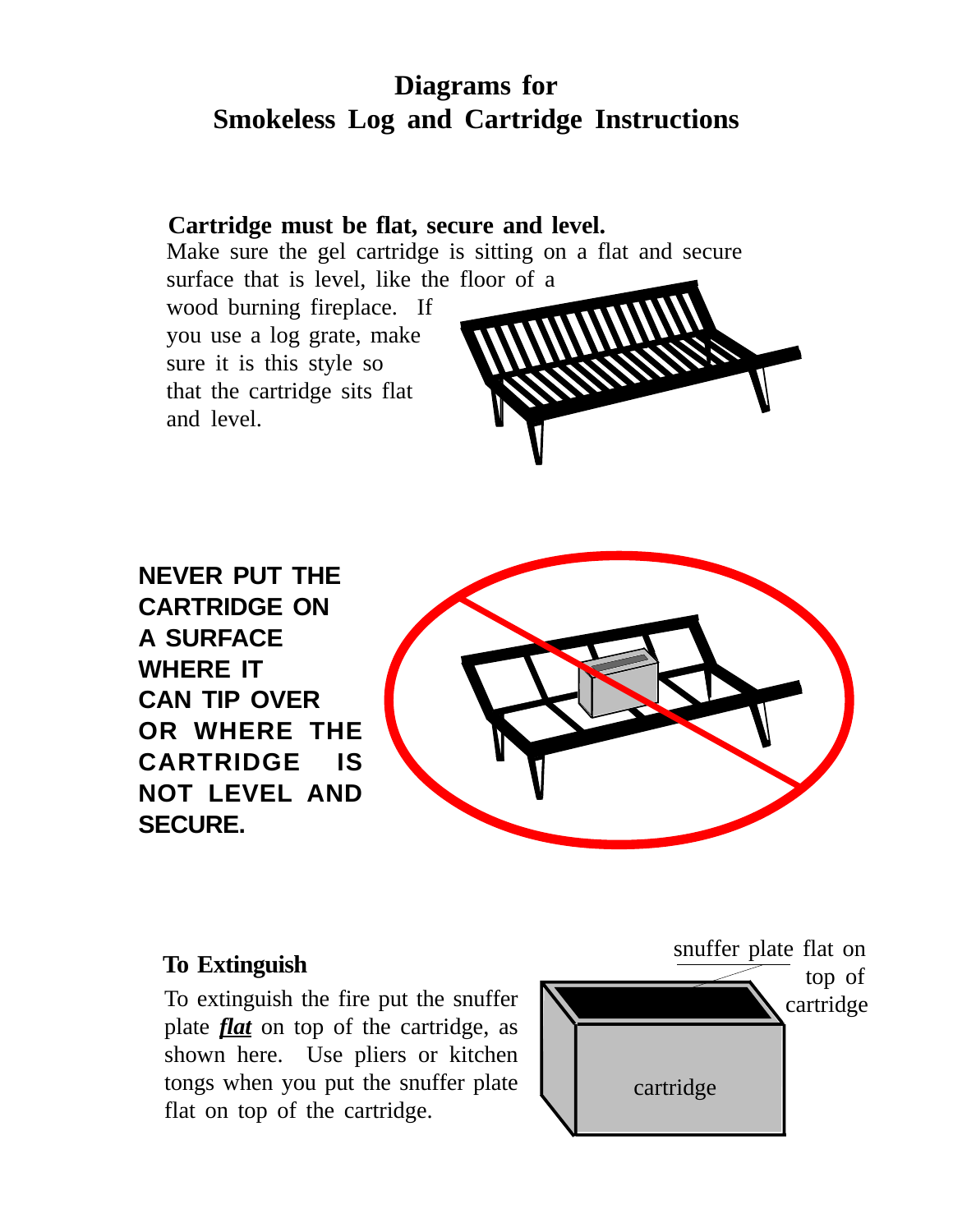# Diagrams for Smokeless Log and Cartridge Instructions

**Cartridge must be flat, secure and level.**

Make sure the gel cartridge is sitting on a flat and secure surface that is level, like the floor of a wood burning fireplace. If you use a log grate, make sure it is this style so that the cartridge sits flat and level.

**NEVER PUT THE CARTRIDGE ON A SURFACE WHERE IT CAN TIP OVER OR WHERE THE CARTRIDGE IS NOT LEVEL AND SECURE.**

**To Extinguish**

To extinguish the fire put the snuffer plate ***flat*** on top of the cartridge, as shown here. Use pliers or kitchen tongs when you put the snuffer plate flat on top of the cartridge.

snuffer plate flat on top of cartridge

cartridge